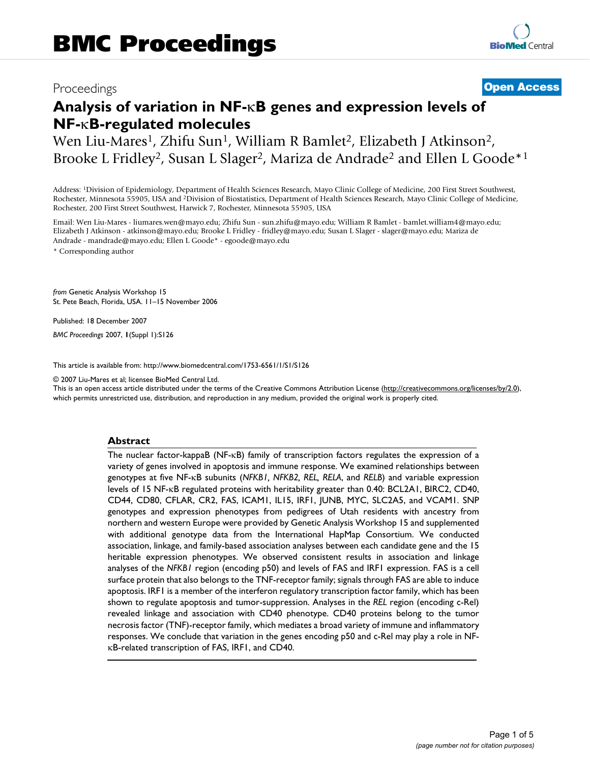BMC Proceedings

Proceedings

**Open Access**

# Analysis of variation in NF-κB genes and expression levels of NF-κB-regulated molecules

Wen Liu-Mares[1], Zhifu Sun[1], William R Bamlet[2], Elizabeth J Atkinson[2], Brooke L Fridley[2], Susan L Slager[2], Mariza de Andrade[2] and Ellen L Goode*[1]

Address: [1]Division of Epidemiology, Department of Health Sciences Research, Mayo Clinic College of Medicine, 200 First Street Southwest, Rochester, Minnesota 55905, USA and [2]Division of Biostatistics, Department of Health Sciences Research, Mayo Clinic College of Medicine, Rochester, 200 First Street Southwest, Harwick 7, Rochester, Minnesota 55905, USA

Email: Wen Liu-Mares - liumares.wen@mayo.edu; Zhifu Sun - sun.zhifu@mayo.edu; William R Bamlet - bamlet.william4@mayo.edu; Elizabeth J Atkinson - atkinson@mayo.edu; Brooke L Fridley - fridley@mayo.edu; Susan L Slager - slager@mayo.edu; Mariza de Andrade - mandrade@mayo.edu; Ellen L Goode* - egoode@mayo.edu

\* Corresponding author

*from* Genetic Analysis Workshop 15
St. Pete Beach, Florida, USA. 11–15 November 2006

Published: 18 December 2007

*BMC Proceedings* 2007, **1**(Suppl 1):S126

This article is available from: http://www.biomedcentral.com/1753-6561/1/S1/S126

© 2007 Liu-Mares et al; licensee BioMed Central Ltd.
This is an open access article distributed under the terms of the Creative Commons Attribution License (http://creativecommons.org/licenses/by/2.0), which permits unrestricted use, distribution, and reproduction in any medium, provided the original work is properly cited.

## Abstract

The nuclear factor-kappaB (NF-κB) family of transcription factors regulates the expression of a variety of genes involved in apoptosis and immune response. We examined relationships between genotypes at five NF-κB subunits (*NFKB1*, *NFKB2*, *REL*, *RELA*, and *RELB*) and variable expression levels of 15 NF-κB regulated proteins with heritability greater than 0.40: BCL2A1, BIRC2, CD40, CD44, CD80, CFLAR, CR2, FAS, ICAM1, IL15, IRF1, JUNB, MYC, SLC2A5, and VCAM1. SNP genotypes and expression phenotypes from pedigrees of Utah residents with ancestry from northern and western Europe were provided by Genetic Analysis Workshop 15 and supplemented with additional genotype data from the International HapMap Consortium. We conducted association, linkage, and family-based association analyses between each candidate gene and the 15 heritable expression phenotypes. We observed consistent results in association and linkage analyses of the *NFKB1* region (encoding p50) and levels of FAS and IRF1 expression. FAS is a cell surface protein that also belongs to the TNF-receptor family; signals through FAS are able to induce apoptosis. IRF1 is a member of the interferon regulatory transcription factor family, which has been shown to regulate apoptosis and tumor-suppression. Analyses in the *REL* region (encoding c-Rel) revealed linkage and association with CD40 phenotype. CD40 proteins belong to the tumor necrosis factor (TNF)-receptor family, which mediates a broad variety of immune and inflammatory responses. We conclude that variation in the genes encoding p50 and c-Rel may play a role in NF-κB-related transcription of FAS, IRF1, and CD40.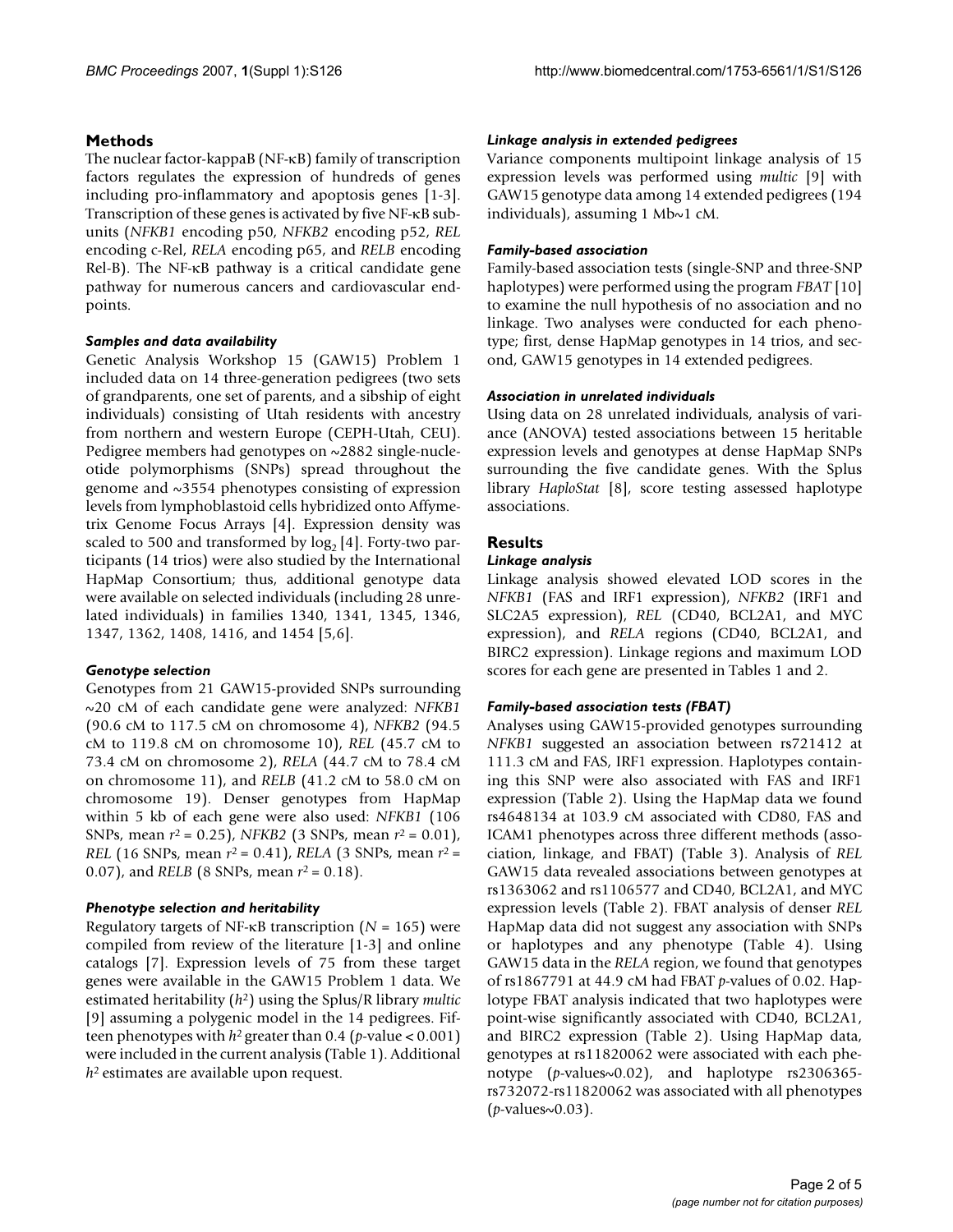## Methods

The nuclear factor-kappaB (NF-κB) family of transcription factors regulates the expression of hundreds of genes including pro-inflammatory and apoptosis genes [1-3]. Transcription of these genes is activated by five NF-κB subunits (*NFKB1* encoding p50, *NFKB2* encoding p52, *REL* encoding c-Rel, *RELA* encoding p65, and *RELB* encoding Rel-B). The NF-κB pathway is a critical candidate gene pathway for numerous cancers and cardiovascular endpoints.

### *Samples and data availability*

Genetic Analysis Workshop 15 (GAW15) Problem 1 included data on 14 three-generation pedigrees (two sets of grandparents, one set of parents, and a sibship of eight individuals) consisting of Utah residents with ancestry from northern and western Europe (CEPH-Utah, CEU). Pedigree members had genotypes on ~2882 single-nucleotide polymorphisms (SNPs) spread throughout the genome and ~3554 phenotypes consisting of expression levels from lymphoblastoid cells hybridized onto Affymetrix Genome Focus Arrays [4]. Expression density was scaled to 500 and transformed by $\log_2$ [4]. Forty-two participants (14 trios) were also studied by the International HapMap Consortium; thus, additional genotype data were available on selected individuals (including 28 unrelated individuals) in families 1340, 1341, 1345, 1346, 1347, 1362, 1408, 1416, and 1454 [5,6].

### *Genotype selection*

Genotypes from 21 GAW15-provided SNPs surrounding ~20 cM of each candidate gene were analyzed: *NFKB1* (90.6 cM to 117.5 cM on chromosome 4), *NFKB2* (94.5 cM to 119.8 cM on chromosome 10), *REL* (45.7 cM to 73.4 cM on chromosome 2), *RELA* (44.7 cM to 78.4 cM on chromosome 11), and *RELB* (41.2 cM to 58.0 cM on chromosome 19). Denser genotypes from HapMap within 5 kb of each gene were also used: *NFKB1* (106 SNPs, mean $r^2$ = 0.25), *NFKB2* (3 SNPs, mean $r^2$ = 0.01), *REL* (16 SNPs, mean $r^2$ = 0.41), *RELA* (3 SNPs, mean $r^2$ = 0.07), and *RELB* (8 SNPs, mean $r^2$ = 0.18).

### *Phenotype selection and heritability*

Regulatory targets of NF-κB transcription ($N$ = 165) were compiled from review of the literature [1-3] and online catalogs [7]. Expression levels of 75 from these target genes were available in the GAW15 Problem 1 data. We estimated heritability ($h^2$) using the Splus/R library *multic* [9] assuming a polygenic model in the 14 pedigrees. Fifteen phenotypes with $h^2$ greater than 0.4 ($p$-value < 0.001) were included in the current analysis (Table 1). Additional $h^2$ estimates are available upon request.

### *Linkage analysis in extended pedigrees*

Variance components multipoint linkage analysis of 15 expression levels was performed using *multic* [9] with GAW15 genotype data among 14 extended pedigrees (194 individuals), assuming 1 Mb~1 cM.

### *Family-based association*

Family-based association tests (single-SNP and three-SNP haplotypes) were performed using the program *FBAT* [10] to examine the null hypothesis of no association and no linkage. Two analyses were conducted for each phenotype; first, dense HapMap genotypes in 14 trios, and second, GAW15 genotypes in 14 extended pedigrees.

### *Association in unrelated individuals*

Using data on 28 unrelated individuals, analysis of variance (ANOVA) tested associations between 15 heritable expression levels and genotypes at dense HapMap SNPs surrounding the five candidate genes. With the Splus library *HaploStat* [8], score testing assessed haplotype associations.

## Results

### *Linkage analysis*

Linkage analysis showed elevated LOD scores in the *NFKB1* (FAS and IRF1 expression), *NFKB2* (IRF1 and SLC2A5 expression), *REL* (CD40, BCL2A1, and MYC expression), and *RELA* regions (CD40, BCL2A1, and BIRC2 expression). Linkage regions and maximum LOD scores for each gene are presented in Tables 1 and 2.

### *Family-based association tests (FBAT)*

Analyses using GAW15-provided genotypes surrounding *NFKB1* suggested an association between rs721412 at 111.3 cM and FAS, IRF1 expression. Haplotypes containing this SNP were also associated with FAS and IRF1 expression (Table 2). Using the HapMap data we found rs4648134 at 103.9 cM associated with CD80, FAS and ICAM1 phenotypes across three different methods (association, linkage, and FBAT) (Table 3). Analysis of *REL* GAW15 data revealed associations between genotypes at rs1363062 and rs1106577 and CD40, BCL2A1, and MYC expression levels (Table 2). FBAT analysis of denser *REL* HapMap data did not suggest any association with SNPs or haplotypes and any phenotype (Table 4). Using GAW15 data in the *RELA* region, we found that genotypes of rs1867791 at 44.9 cM had FBAT $p$-values of 0.02. Haplotype FBAT analysis indicated that two haplotypes were point-wise significantly associated with CD40, BCL2A1, and BIRC2 expression (Table 2). Using HapMap data, genotypes at rs11820062 were associated with each phenotype ($p$-values~0.02), and haplotype rs2306365-rs732072-rs11820062 was associated with all phenotypes ($p$-values~0.03).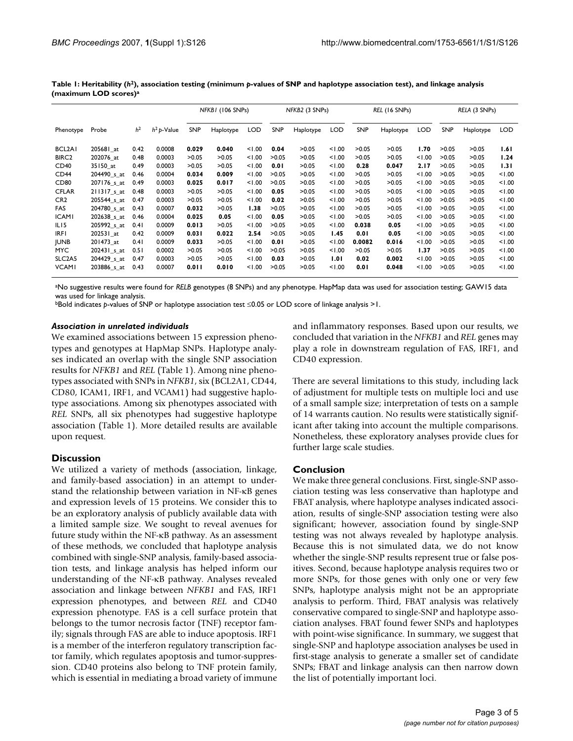**Table 1: Heritability ($h^2$), association testing (minimum *p*-values of SNP and haplotype association test), and linkage analysis (maximum LOD scores)[a]**

| | | | | *NFKB1* (106 SNPs) | | | *NFKB2* (3 SNPs) | | | *REL* (16 SNPs) | | | *RELA* (3 SNPs) | | |
|---|---|---|---|---|---|---|---|---|---|---|---|---|---|---|---|
| Phenotype | Probe | $h^2$ | $h^2$ *p*-Value | SNP | Haplotype | LOD | SNP | Haplotype | LOD | SNP | Haplotype | LOD | SNP | Haplotype | LOD |
| BCL2A1 | 205681_at | 0.42 | 0.0008 | **0.029** | **0.040** | <1.00 | **0.04** | >0.05 | <1.00 | >0.05 | >0.05 | **1.70** | >0.05 | >0.05 | **1.61** |
| BIRC2 | 202076_at | 0.48 | 0.0003 | >0.05 | >0.05 | <1.00 | >0.05 | >0.05 | <1.00 | >0.05 | >0.05 | <1.00 | >0.05 | >0.05 | **1.24** |
| CD40 | 35150_at | 0.49 | 0.0003 | >0.05 | >0.05 | <1.00 | **0.01** | >0.05 | <1.00 | 0.28 | **0.047** | **2.17** | >0.05 | >0.05 | **1.31** |
| CD44 | 204490_s_at | 0.46 | 0.0004 | **0.034** | **0.009** | <1.00 | >0.05 | >0.05 | <1.00 | >0.05 | >0.05 | <1.00 | >0.05 | >0.05 | <1.00 |
| CD80 | 207176_s_at | 0.49 | 0.0003 | **0.025** | **0.017** | <1.00 | >0.05 | >0.05 | <1.00 | >0.05 | >0.05 | <1.00 | >0.05 | >0.05 | <1.00 |
| CFLAR | 211317_s_at | 0.48 | 0.0003 | >0.05 | >0.05 | <1.00 | **0.05** | >0.05 | <1.00 | >0.05 | >0.05 | <1.00 | >0.05 | >0.05 | <1.00 |
| CR2 | 205544_s_at | 0.47 | 0.0003 | >0.05 | >0.05 | <1.00 | **0.02** | >0.05 | <1.00 | >0.05 | >0.05 | <1.00 | >0.05 | >0.05 | <1.00 |
| FAS | 204780_s_at | 0.43 | 0.0007 | **0.032** | >0.05 | **1.38** | >0.05 | >0.05 | <1.00 | >0.05 | >0.05 | <1.00 | >0.05 | >0.05 | <1.00 |
| ICAM1 | 202638_s_at | 0.46 | 0.0004 | **0.025** | **0.05** | <1.00 | **0.05** | >0.05 | <1.00 | >0.05 | >0.05 | <1.00 | >0.05 | >0.05 | <1.00 |
| IL15 | 205992_s_at | 0.41 | 0.0009 | **0.013** | >0.05 | <1.00 | >0.05 | >0.05 | <1.00 | **0.038** | **0.05** | <1.00 | >0.05 | >0.05 | <1.00 |
| IRF1 | 202531_at | 0.42 | 0.0009 | **0.031** | **0.022** | **2.54** | >0.05 | >0.05 | **1.45** | **0.01** | **0.05** | <1.00 | >0.05 | >0.05 | <1.00 |
| JUNB | 201473_at | 0.41 | 0.0009 | **0.033** | >0.05 | <1.00 | **0.01** | >0.05 | <1.00 | **0.0082** | **0.016** | <1.00 | >0.05 | >0.05 | <1.00 |
| MYC | 202431_s_at | 0.51 | 0.0002 | >0.05 | >0.05 | <1.00 | >0.05 | >0.05 | <1.00 | >0.05 | >0.05 | **1.37** | >0.05 | >0.05 | <1.00 |
| SLC2A5 | 204429_s_at | 0.47 | 0.0003 | >0.05 | >0.05 | <1.00 | **0.03** | >0.05 | **1.01** | **0.02** | **0.002** | <1.00 | >0.05 | >0.05 | <1.00 |
| VCAM1 | 203886_s_at | 0.43 | 0.0007 | **0.011** | **0.010** | <1.00 | >0.05 | >0.05 | <1.00 | **0.01** | **0.048** | <1.00 | >0.05 | >0.05 | <1.00 |

[a]No suggestive results were found for *RELB* genotypes (8 SNPs) and any phenotype. HapMap data was used for association testing; GAW15 data was used for linkage analysis.

[b]Bold indicates *p*-values of SNP or haplotype association test ≤0.05 or LOD score of linkage analysis >1.

#### *Association in unrelated individuals*

We examined associations between 15 expression phenotypes and genotypes at HapMap SNPs. Haplotype analyses indicated an overlap with the single SNP association results for *NFKB1* and *REL* (Table 1). Among nine phenotypes associated with SNPs in *NFKB1*, six (BCL2A1, CD44, CD80, ICAM1, IRF1, and VCAM1) had suggestive haplotype associations. Among six phenotypes associated with *REL* SNPs, all six phenotypes had suggestive haplotype association (Table 1). More detailed results are available upon request.

## Discussion

We utilized a variety of methods (association, linkage, and family-based association) in an attempt to understand the relationship between variation in NF-κB genes and expression levels of 15 proteins. We consider this to be an exploratory analysis of publicly available data with a limited sample size. We sought to reveal avenues for future study within the NF-κB pathway. As an assessment of these methods, we concluded that haplotype analysis combined with single-SNP analysis, family-based association tests, and linkage analysis has helped inform our understanding of the NF-κB pathway. Analyses revealed association and linkage between *NFKB1* and FAS, IRF1 expression phenotypes, and between *REL* and CD40 expression phenotype. FAS is a cell surface protein that belongs to the tumor necrosis factor (TNF) receptor family; signals through FAS are able to induce apoptosis. IRF1 is a member of the interferon regulatory transcription factor family, which regulates apoptosis and tumor-suppression. CD40 proteins also belong to TNF protein family, which is essential in mediating a broad variety of immune and inflammatory responses. Based upon our results, we concluded that variation in the *NFKB1* and *REL* genes may play a role in downstream regulation of FAS, IRF1, and CD40 expression.

There are several limitations to this study, including lack of adjustment for multiple tests on multiple loci and use of a small sample size; interpretation of tests on a sample of 14 warrants caution. No results were statistically significant after taking into account the multiple comparisons. Nonetheless, these exploratory analyses provide clues for further large scale studies.

## Conclusion

We make three general conclusions. First, single-SNP association testing was less conservative than haplotype and FBAT analysis, where haplotype analyses indicated association, results of single-SNP association testing were also significant; however, association found by single-SNP testing was not always revealed by haplotype analysis. Because this is not simulated data, we do not know whether the single-SNP results represent true or false positives. Second, because haplotype analysis requires two or more SNPs, for those genes with only one or very few SNPs, haplotype analysis might not be an appropriate analysis to perform. Third, FBAT analysis was relatively conservative compared to single-SNP and haplotype association analyses. FBAT found fewer SNPs and haplotypes with point-wise significance. In summary, we suggest that single-SNP and haplotype association analyses be used in first-stage analysis to generate a smaller set of candidate SNPs; FBAT and linkage analysis can then narrow down the list of potentially important loci.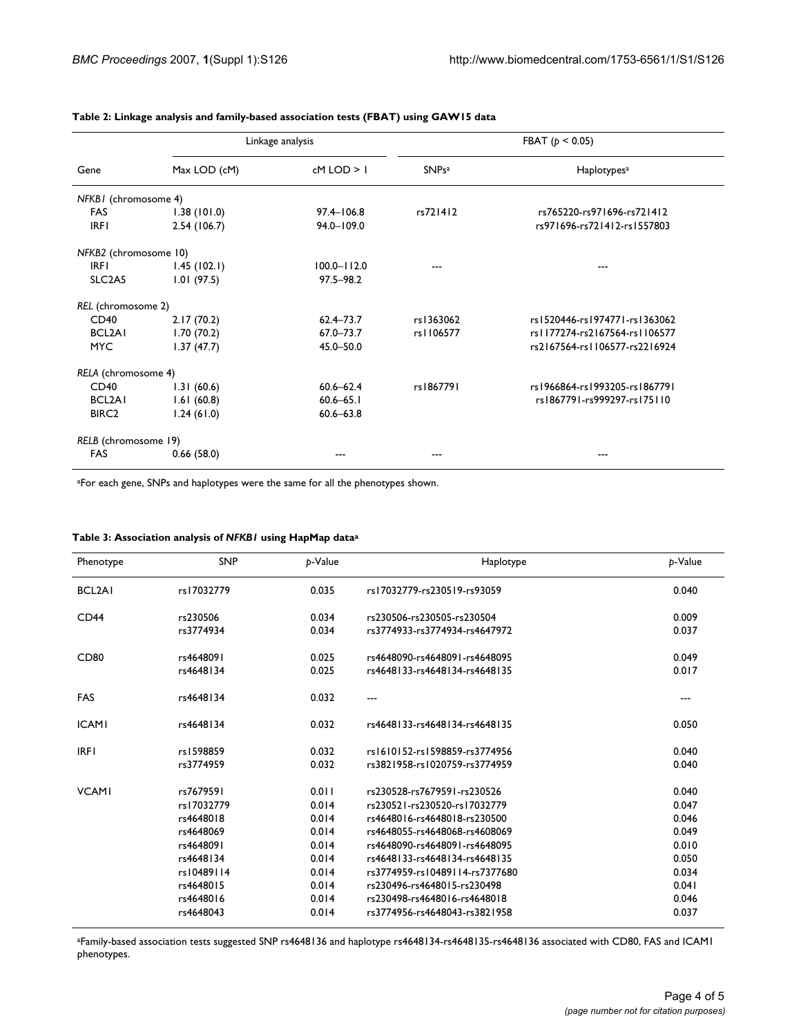**Table 2: Linkage analysis and family-based association tests (FBAT) using GAW15 data**

| Gene | Linkage analysis | | FBAT ($p < 0.05$) | |
|---|---|---|---|---|
| | Max LOD (cM) | cM LOD > 1 | SNPs[a] | Haplotypes[a] |
| *NFKB1* (chromosome 4) | | | | |
| FAS | 1.38 (101.0) | 97.4–106.8 | rs721412 | rs765220-rs971696-rs721412 |
| IRF1 | 2.54 (106.7) | 94.0–109.0 | | rs971696-rs721412-rs1557803 |
| *NFKB2* (chromosome 10) | | | | |
| IRF1 | 1.45 (102.1) | 100.0–112.0 | --- | --- |
| SLC2A5 | 1.01 (97.5) | 97.5–98.2 | | |
| *REL* (chromosome 2) | | | | |
| CD40 | 2.17 (70.2) | 62.4–73.7 | rs1363062 | rs1520446-rs1974771-rs1363062 |
| BCL2A1 | 1.70 (70.2) | 67.0–73.7 | rs1106577 | rs1177274-rs2167564-rs1106577 |
| MYC | 1.37 (47.7) | 45.0–50.0 | | rs2167564-rs1106577-rs2216924 |
| *RELA* (chromosome 4) | | | | |
| CD40 | 1.31 (60.6) | 60.6–62.4 | rs1867791 | rs1966864-rs1993205-rs1867791 |
| BCL2A1 | 1.61 (60.8) | 60.6–65.1 | | rs1867791-rs999297-rs175110 |
| BIRC2 | 1.24 (61.0) | 60.6–63.8 | | |
| *RELB* (chromosome 19) | | | | |
| FAS | 0.66 (58.0) | --- | --- | --- |

[a]For each gene, SNPs and haplotypes were the same for all the phenotypes shown.

**Table 3: Association analysis of *NFKB1* using HapMap data[a]**

| Phenotype | SNP | *p*-Value | Haplotype | *p*-Value |
|---|---|---|---|---|
| BCL2A1 | rs17032779 | 0.035 | rs17032779-rs230519-rs93059 | 0.040 |
| CD44 | rs230506 | 0.034 | rs230506-rs230505-rs230504 | 0.009 |
| | rs3774934 | 0.034 | rs3774933-rs3774934-rs4647972 | 0.037 |
| CD80 | rs4648091 | 0.025 | rs4648090-rs4648091-rs4648095 | 0.049 |
| | rs4648134 | 0.025 | rs4648133-rs4648134-rs4648135 | 0.017 |
| FAS | rs4648134 | 0.032 | --- | --- |
| ICAM1 | rs4648134 | 0.032 | rs4648133-rs4648134-rs4648135 | 0.050 |
| IRF1 | rs1598859 | 0.032 | rs1610152-rs1598859-rs3774956 | 0.040 |
| | rs3774959 | 0.032 | rs3821958-rs1020759-rs3774959 | 0.040 |
| VCAM1 | rs7679591 | 0.011 | rs230528-rs7679591-rs230526 | 0.040 |
| | rs17032779 | 0.014 | rs230521-rs230520-rs17032779 | 0.047 |
| | rs4648018 | 0.014 | rs4648016-rs4648018-rs230500 | 0.046 |
| | rs4648069 | 0.014 | rs4648055-rs4648068-rs4608069 | 0.049 |
| | rs4648091 | 0.014 | rs4648090-rs4648091-rs4648095 | 0.010 |
| | rs4648134 | 0.014 | rs4648133-rs4648134-rs4648135 | 0.050 |
| | rs10489114 | 0.014 | rs3774959-rs10489114-rs7377680 | 0.034 |
| | rs4648015 | 0.014 | rs230496-rs4648015-rs230498 | 0.041 |
| | rs4648016 | 0.014 | rs230498-rs4648016-rs4648018 | 0.046 |
| | rs4648043 | 0.014 | rs3774956-rs4648043-rs3821958 | 0.037 |

[a]Family-based association tests suggested SNP rs4648136 and haplotype rs4648134-rs4648135-rs4648136 associated with CD80, FAS and ICAM1 phenotypes.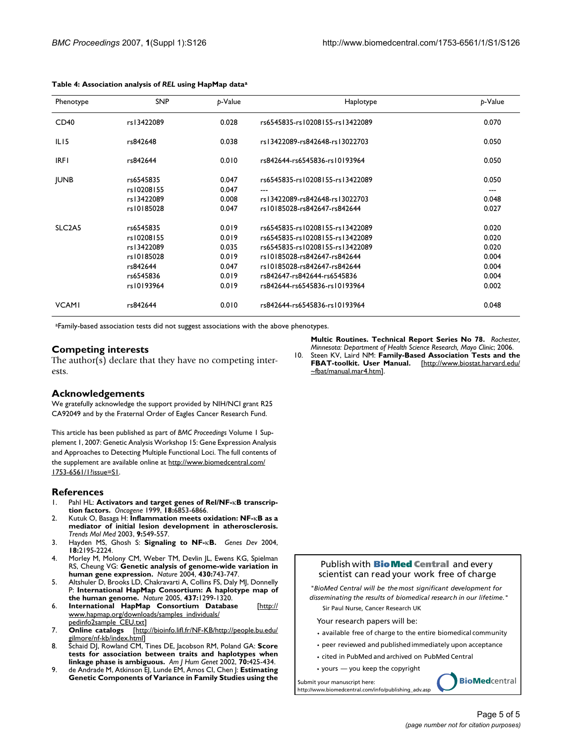**Table 4: Association analysis of *REL* using HapMap data[a]**

| Phenotype | SNP | *p*-Value | Haplotype | *p*-Value |
|---|---|---|---|---|
| CD40 | rs13422089 | 0.028 | rs6545835-rs10208155-rs13422089 | 0.070 |
| IL15 | rs842648 | 0.038 | rs13422089-rs842648-rs13022703 | 0.050 |
| IRF1 | rs842644 | 0.010 | rs842644-rs6545836-rs10193964 | 0.050 |
| JUNB | rs6545835 | 0.047 | rs6545835-rs10208155-rs13422089 | 0.050 |
| | rs10208155 | 0.047 | --- | --- |
| | rs13422089 | 0.008 | rs13422089-rs842648-rs13022703 | 0.048 |
| | rs10185028 | 0.047 | rs10185028-rs842647-rs842644 | 0.027 |
| SLC2A5 | rs6545835 | 0.019 | rs6545835-rs10208155-rs13422089 | 0.020 |
| | rs10208155 | 0.019 | rs6545835-rs10208155-rs13422089 | 0.020 |
| | rs13422089 | 0.035 | rs6545835-rs10208155-rs13422089 | 0.020 |
| | rs10185028 | 0.019 | rs10185028-rs842647-rs842644 | 0.004 |
| | rs842644 | 0.047 | rs10185028-rs842647-rs842644 | 0.004 |
| | rs6545836 | 0.019 | rs842647-rs842644-rs6545836 | 0.004 |
| | rs10193964 | 0.019 | rs842644-rs6545836-rs10193964 | 0.002 |
| VCAM1 | rs842644 | 0.010 | rs842644-rs6545836-rs10193964 | 0.048 |

[a]Family-based association tests did not suggest associations with the above phenotypes.

## Competing interests

The author(s) declare that they have no competing interests.

## Acknowledgements

We gratefully acknowledge the support provided by NIH/NCI grant R25 CA92049 and by the Fraternal Order of Eagles Cancer Research Fund.

This article has been published as part of *BMC Proceedings* Volume 1 Supplement 1, 2007: Genetic Analysis Workshop 15: Gene Expression Analysis and Approaches to Detecting Multiple Functional Loci. The full contents of the supplement are available online at http://www.biomedcentral.com/1753-6561/1?issue=S1.

## References

1. Pahl HL: **Activators and target genes of Rel/NF-κB transcription factors.** *Oncogene* 1999, **18:**6853-6866.
2. Kutuk O, Basaga H: **Inflammation meets oxidation: NF-κB as a mediator of initial lesion development in atherosclerosis.** *Trends Mol Med* 2003, **9:**549-557.
3. Hayden MS, Ghosh S: **Signaling to NF-κB.** *Genes Dev* 2004, **18:**2195-2224.
4. Morley M, Molony CM, Weber TM, Devlin JL, Ewens KG, Spielman RS, Cheung VG: **Genetic analysis of genome-wide variation in human gene expression.** *Nature* 2004, **430:**743-747.
5. Altshuler D, Brooks LD, Chakravarti A, Collins FS, Daly MJ, Donnelly P: **International HapMap Consortium: A haplotype map of the human genome.** *Nature* 2005, **437:**1299-1320.
6. **International HapMap Consortium Database** [http://www.hapmap.org/downloads/samples_individuals/pedinfo2sample_CEU.txt]
7. **Online catalogs** [http://bioinfo.lifl.fr/NF-KB/http://people.bu.edu/gilmore/nf-kb/index.html]
8. Schaid DJ, Rowland CM, Tines DE, Jacobson RM, Poland GA: **Score tests for association between traits and haplotypes when linkage phase is ambiguous.** *Am J Hum Genet* 2002, **70:**425-434.
9. de Andrade M, Atkinson EJ, Lunde EM, Amos CI, Chen J: **Estimating Genetic Components of Variance in Family Studies using the Multic Routines. Technical Report Series No 78.** *Rochester, Minnesota: Department of Health Science Research, Mayo Clinic*; 2006.
10. Steen KV, Laird NM: **Family-Based Association Tests and the FBAT-toolkit. User Manual.** [http://www.biostat.harvard.edu/~fbat/manual.mar4.htm].